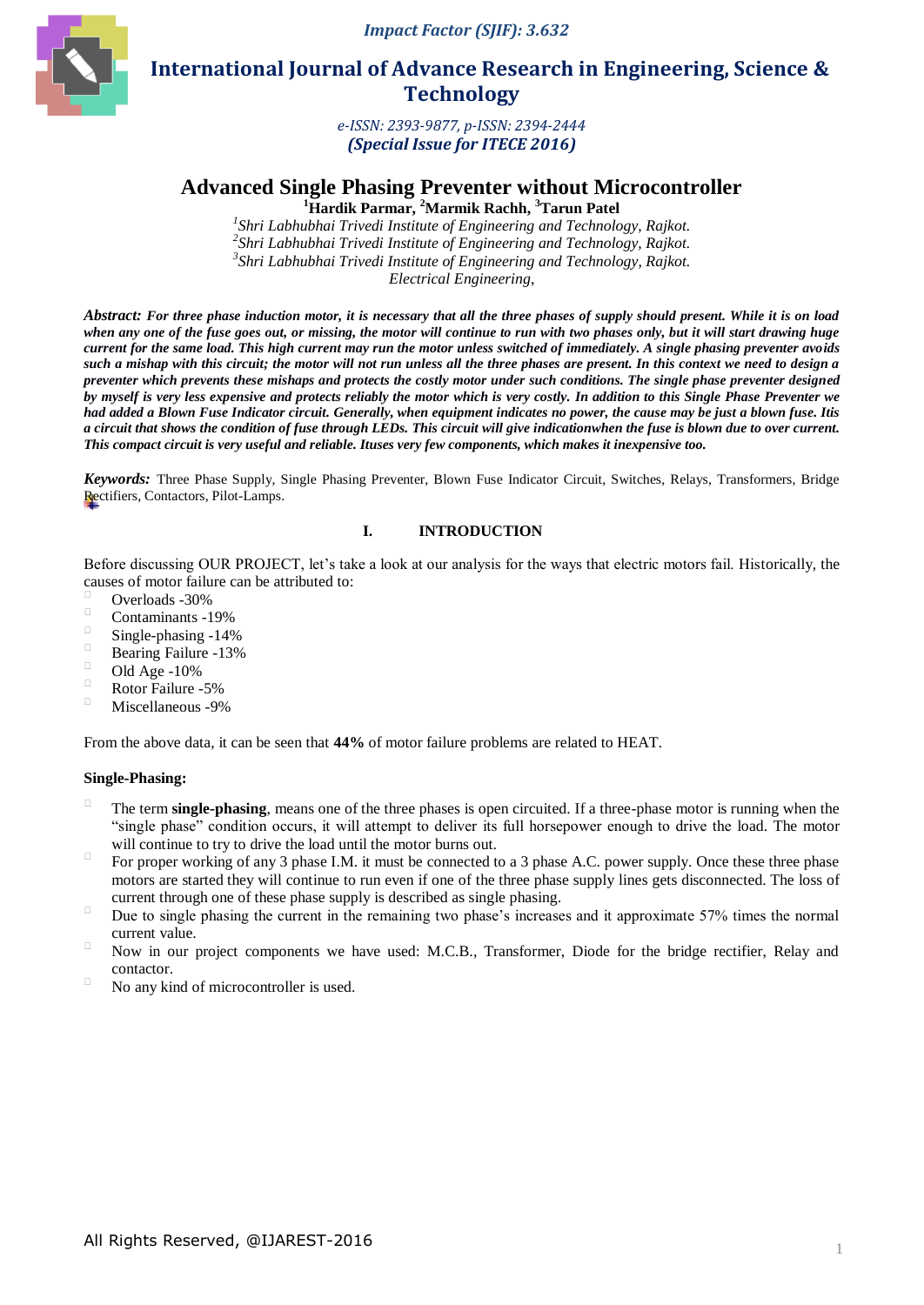# Advanced Single Phasing Preventer without Microcontroller

**[1]Hardik Parmar, [2]Marmik Rachh, [3]Tarun Patel**

*[1]Shri Labhubhai Trivedi Institute of Engineering and Technology, Rajkot.*
*[2]Shri Labhubhai Trivedi Institute of Engineering and Technology, Rajkot.*
*[3]Shri Labhubhai Trivedi Institute of Engineering and Technology, Rajkot.*
*Electrical Engineering,*

***Abstract:*** ***For three phase induction motor, it is necessary that all the three phases of supply should present. While it is on load when any one of the fuse goes out, or missing, the motor will continue to run with two phases only, but it will start drawing huge current for the same load. This high current may run the motor unless switched of immediately. A single phasing preventer avoids such a mishap with this circuit; the motor will not run unless all the three phases are present. In this context we need to design a preventer which prevents these mishaps and protects the costly motor under such conditions. The single phase preventer designed by myself is very less expensive and protects reliably the motor which is very costly. In addition to this Single Phase Preventer we had added a Blown Fuse Indicator circuit. Generally, when equipment indicates no power, the cause may be just a blown fuse. Itis a circuit that shows the condition of fuse through LEDs. This circuit will give indicationwhen the fuse is blown due to over current. This compact circuit is very useful and reliable. Ituses very few components, which makes it inexpensive too.***

***Keywords:*** Three Phase Supply, Single Phasing Preventer, Blown Fuse Indicator Circuit, Switches, Relays, Transformers, Bridge Rectifiers, Contactors, Pilot-Lamps.

## I. INTRODUCTION

Before discussing OUR PROJECT, let's take a look at our analysis for the ways that electric motors fail. Historically, the causes of motor failure can be attributed to:

- Overloads -30%
- Contaminants -19%
- Single-phasing -14%
- Bearing Failure -13%
- Old Age -10%
- Rotor Failure -5%
- Miscellaneous -9%

From the above data, it can be seen that **44%** of motor failure problems are related to HEAT.

### Single-Phasing:

- The term **single-phasing**, means one of the three phases is open circuited. If a three-phase motor is running when the "single phase" condition occurs, it will attempt to deliver its full horsepower enough to drive the load. The motor will continue to try to drive the load until the motor burns out.
- For proper working of any 3 phase I.M. it must be connected to a 3 phase A.C. power supply. Once these three phase motors are started they will continue to run even if one of the three phase supply lines gets disconnected. The loss of current through one of these phase supply is described as single phasing.
- Due to single phasing the current in the remaining two phase's increases and it approximate 57% times the normal current value.
- Now in our project components we have used: M.C.B., Transformer, Diode for the bridge rectifier, Relay and contactor.
- No any kind of microcontroller is used.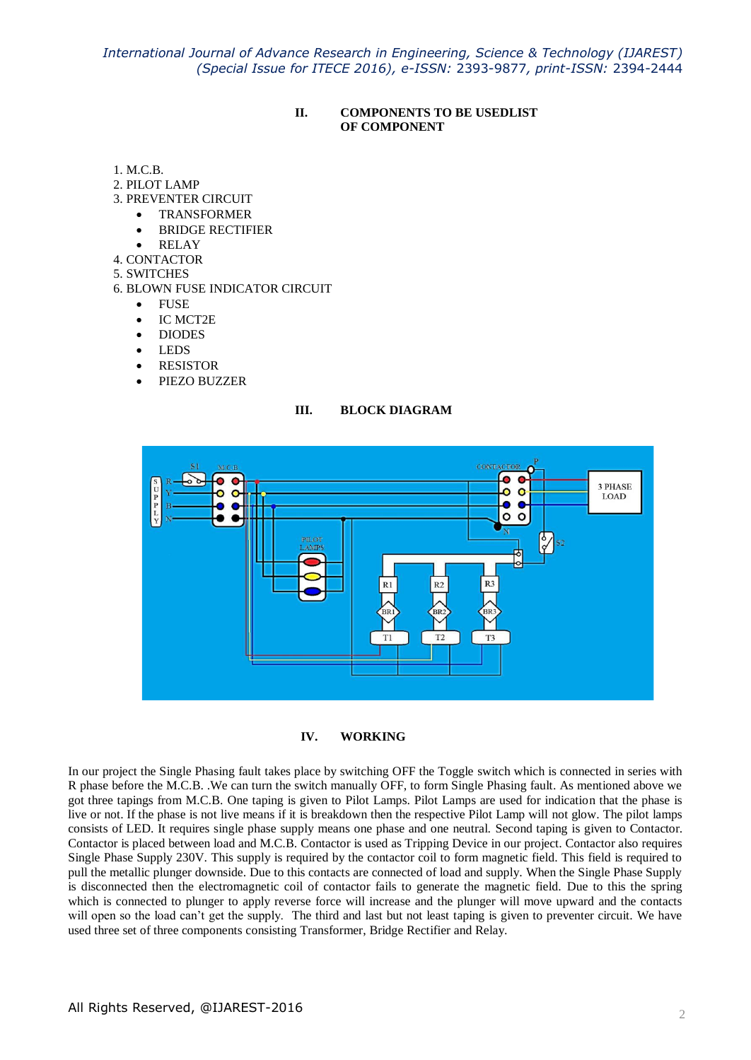## II. COMPONENTS TO BE USEDLIST OF COMPONENT

1. M.C.B.
2. PILOT LAMP
3. PREVENTER CIRCUIT
   - TRANSFORMER
   - BRIDGE RECTIFIER
   - RELAY
4. CONTACTOR
5. SWITCHES
6. BLOWN FUSE INDICATOR CIRCUIT
   - FUSE
   - IC MCT2E
   - DIODES
   - LEDS
   - RESISTOR
   - PIEZO BUZZER

## III. BLOCK DIAGRAM

## IV. WORKING

In our project the Single Phasing fault takes place by switching OFF the Toggle switch which is connected in series with R phase before the M.C.B. .We can turn the switch manually OFF, to form Single Phasing fault. As mentioned above we got three tapings from M.C.B. One taping is given to Pilot Lamps. Pilot Lamps are used for indication that the phase is live or not. If the phase is not live means if it is breakdown then the respective Pilot Lamp will not glow. The pilot lamps consists of LED. It requires single phase supply means one phase and one neutral. Second taping is given to Contactor. Contactor is placed between load and M.C.B. Contactor is used as Tripping Device in our project. Contactor also requires Single Phase Supply 230V. This supply is required by the contactor coil to form magnetic field. This field is required to pull the metallic plunger downside. Due to this contacts are connected of load and supply. When the Single Phase Supply is disconnected then the electromagnetic coil of contactor fails to generate the magnetic field. Due to this the spring which is connected to plunger to apply reverse force will increase and the plunger will move upward and the contacts will open so the load can't get the supply. The third and last but not least taping is given to preventer circuit. We have used three set of three components consisting Transformer, Bridge Rectifier and Relay.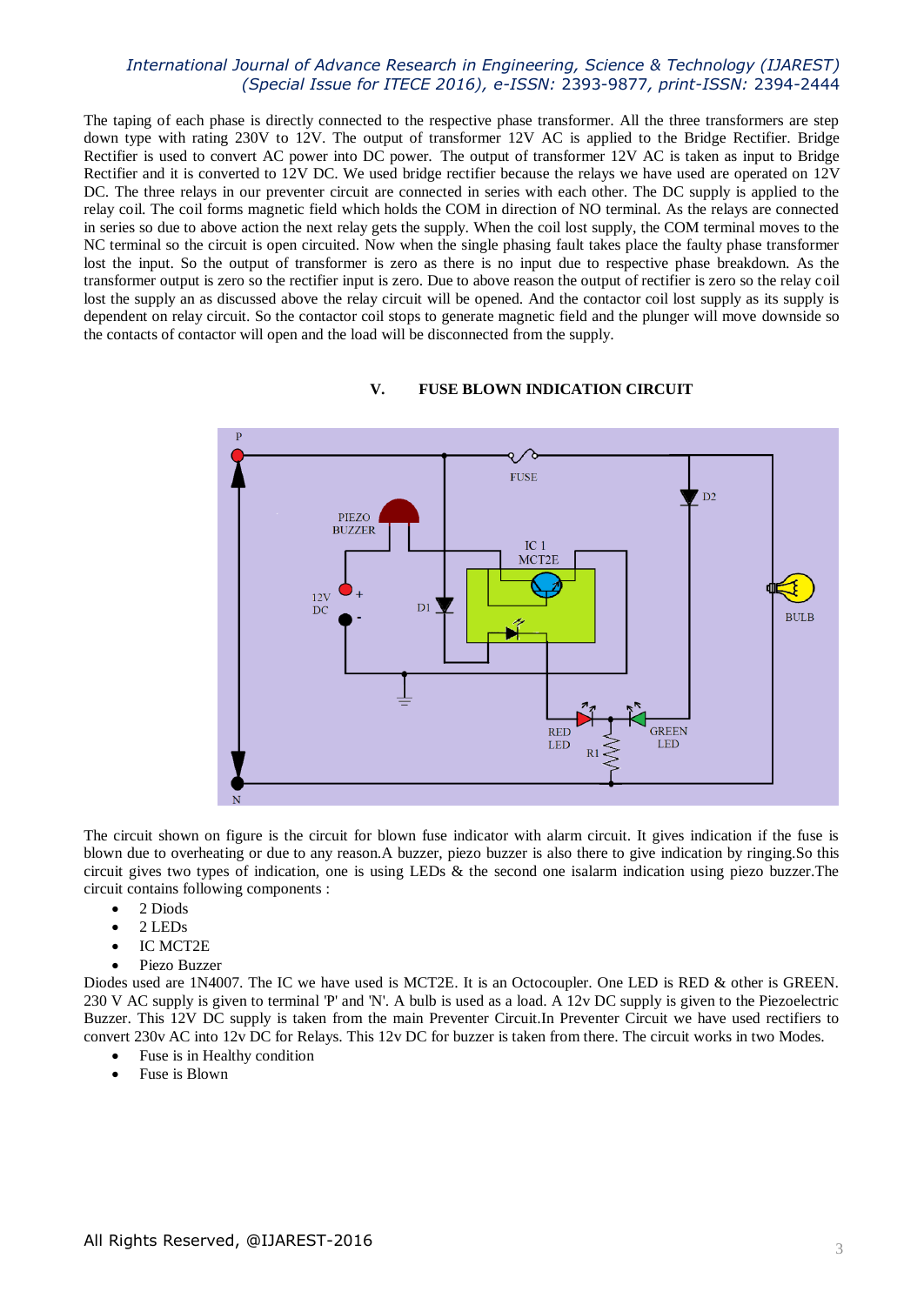The taping of each phase is directly connected to the respective phase transformer. All the three transformers are step down type with rating 230V to 12V. The output of transformer 12V AC is applied to the Bridge Rectifier. Bridge Rectifier is used to convert AC power into DC power. The output of transformer 12V AC is taken as input to Bridge Rectifier and it is converted to 12V DC. We used bridge rectifier because the relays we have used are operated on 12V DC. The three relays in our preventer circuit are connected in series with each other. The DC supply is applied to the relay coil. The coil forms magnetic field which holds the COM in direction of NO terminal. As the relays are connected in series so due to above action the next relay gets the supply. When the coil lost supply, the COM terminal moves to the NC terminal so the circuit is open circuited. Now when the single phasing fault takes place the faulty phase transformer lost the input. So the output of transformer is zero as there is no input due to respective phase breakdown. As the transformer output is zero so the rectifier input is zero. Due to above reason the output of rectifier is zero so the relay coil lost the supply an as discussed above the relay circuit will be opened. And the contactor coil lost supply as its supply is dependent on relay circuit. So the contactor coil stops to generate magnetic field and the plunger will move downside so the contacts of contactor will open and the load will be disconnected from the supply.

## V. FUSE BLOWN INDICATION CIRCUIT

The circuit shown on figure is the circuit for blown fuse indicator with alarm circuit. It gives indication if the fuse is blown due to overheating or due to any reason.A buzzer, piezo buzzer is also there to give indication by ringing.So this circuit gives two types of indication, one is using LEDs & the second one isalarm indication using piezo buzzer.The circuit contains following components :

- 2 Diods
- 2 LEDs
- IC MCT2E
- Piezo Buzzer

Diodes used are 1N4007. The IC we have used is MCT2E. It is an Octocoupler. One LED is RED & other is GREEN. 230 V AC supply is given to terminal 'P' and 'N'. A bulb is used as a load. A 12v DC supply is given to the Piezoelectric Buzzer. This 12V DC supply is taken from the main Preventer Circuit.In Preventer Circuit we have used rectifiers to convert 230v AC into 12v DC for Relays. This 12v DC for buzzer is taken from there. The circuit works in two Modes.

- Fuse is in Healthy condition
- Fuse is Blown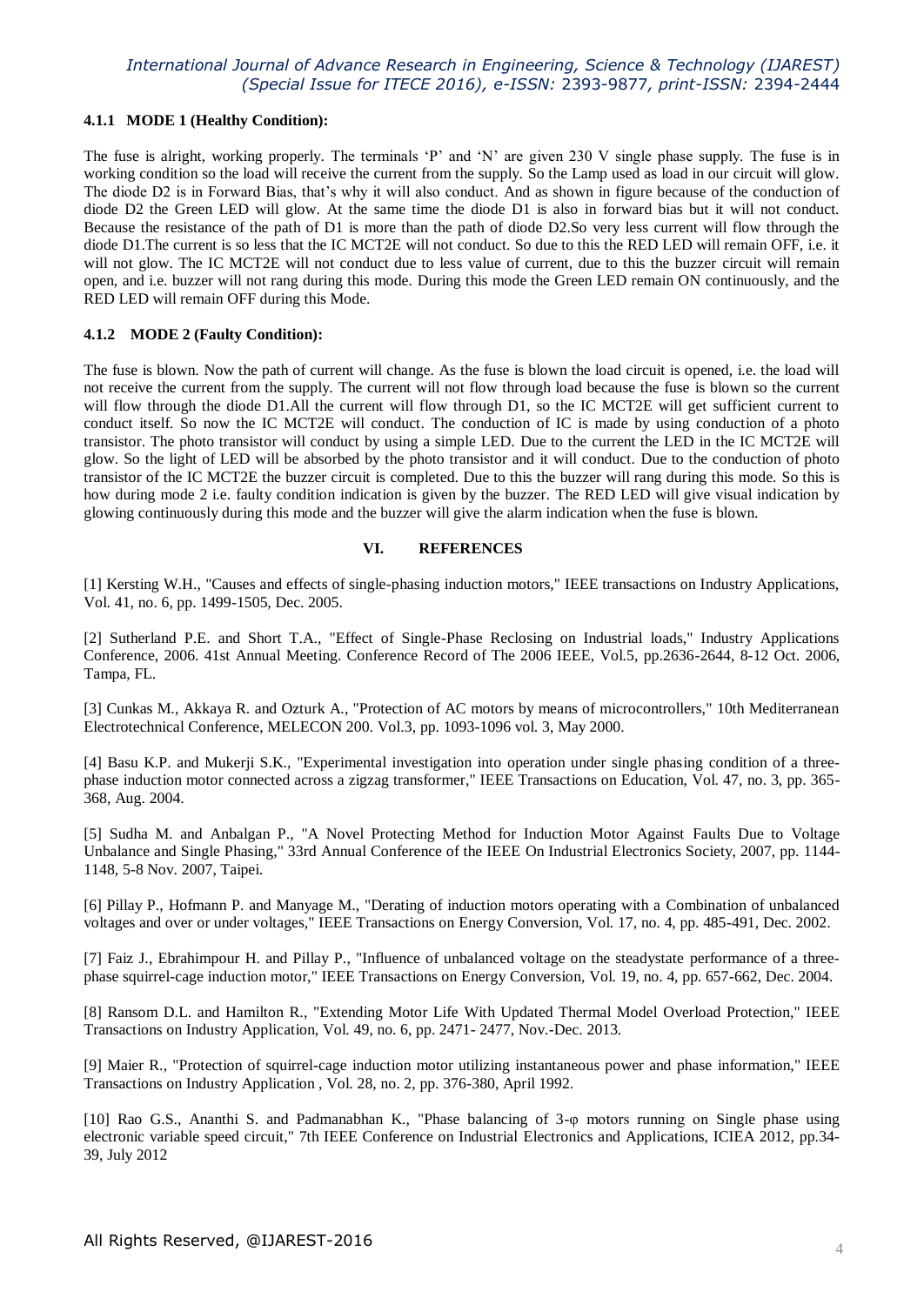#### 4.1.1 MODE 1 (Healthy Condition):

The fuse is alright, working properly. The terminals 'P' and 'N' are given 230 V single phase supply. The fuse is in working condition so the load will receive the current from the supply. So the Lamp used as load in our circuit will glow. The diode D2 is in Forward Bias, that's why it will also conduct. And as shown in figure because of the conduction of diode D2 the Green LED will glow. At the same time the diode D1 is also in forward bias but it will not conduct. Because the resistance of the path of D1 is more than the path of diode D2.So very less current will flow through the diode D1.The current is so less that the IC MCT2E will not conduct. So due to this the RED LED will remain OFF, i.e. it will not glow. The IC MCT2E will not conduct due to less value of current, due to this the buzzer circuit will remain open, and i.e. buzzer will not rang during this mode. During this mode the Green LED remain ON continuously, and the RED LED will remain OFF during this Mode.

#### 4.1.2 MODE 2 (Faulty Condition):

The fuse is blown. Now the path of current will change. As the fuse is blown the load circuit is opened, i.e. the load will not receive the current from the supply. The current will not flow through load because the fuse is blown so the current will flow through the diode D1.All the current will flow through D1, so the IC MCT2E will get sufficient current to conduct itself. So now the IC MCT2E will conduct. The conduction of IC is made by using conduction of a photo transistor. The photo transistor will conduct by using a simple LED. Due to the current the LED in the IC MCT2E will glow. So the light of LED will be absorbed by the photo transistor and it will conduct. Due to the conduction of photo transistor of the IC MCT2E the buzzer circuit is completed. Due to this the buzzer will rang during this mode. So this is how during mode 2 i.e. faulty condition indication is given by the buzzer. The RED LED will give visual indication by glowing continuously during this mode and the buzzer will give the alarm indication when the fuse is blown.

## VI. REFERENCES

[1] Kersting W.H., "Causes and effects of single-phasing induction motors," IEEE transactions on Industry Applications, Vol. 41, no. 6, pp. 1499-1505, Dec. 2005.

[2] Sutherland P.E. and Short T.A., "Effect of Single-Phase Reclosing on Industrial loads," Industry Applications Conference, 2006. 41st Annual Meeting. Conference Record of The 2006 IEEE, Vol.5, pp.2636-2644, 8-12 Oct. 2006, Tampa, FL.

[3] Cunkas M., Akkaya R. and Ozturk A., "Protection of AC motors by means of microcontrollers," 10th Mediterranean Electrotechnical Conference, MELECON 200. Vol.3, pp. 1093-1096 vol. 3, May 2000.

[4] Basu K.P. and Mukerji S.K., "Experimental investigation into operation under single phasing condition of a three-phase induction motor connected across a zigzag transformer," IEEE Transactions on Education, Vol. 47, no. 3, pp. 365-368, Aug. 2004.

[5] Sudha M. and Anbalgan P., "A Novel Protecting Method for Induction Motor Against Faults Due to Voltage Unbalance and Single Phasing," 33rd Annual Conference of the IEEE On Industrial Electronics Society, 2007, pp. 1144-1148, 5-8 Nov. 2007, Taipei.

[6] Pillay P., Hofmann P. and Manyage M., "Derating of induction motors operating with a Combination of unbalanced voltages and over or under voltages," IEEE Transactions on Energy Conversion, Vol. 17, no. 4, pp. 485-491, Dec. 2002.

[7] Faiz J., Ebrahimpour H. and Pillay P., "Influence of unbalanced voltage on the steadystate performance of a three-phase squirrel-cage induction motor," IEEE Transactions on Energy Conversion, Vol. 19, no. 4, pp. 657-662, Dec. 2004.

[8] Ransom D.L. and Hamilton R., "Extending Motor Life With Updated Thermal Model Overload Protection," IEEE Transactions on Industry Application, Vol. 49, no. 6, pp. 2471- 2477, Nov.-Dec. 2013.

[9] Maier R., "Protection of squirrel-cage induction motor utilizing instantaneous power and phase information," IEEE Transactions on Industry Application , Vol. 28, no. 2, pp. 376-380, April 1992.

[10] Rao G.S., Ananthi S. and Padmanabhan K., "Phase balancing of 3-φ motors running on Single phase using electronic variable speed circuit," 7th IEEE Conference on Industrial Electronics and Applications, ICIEA 2012, pp.34-39, July 2012